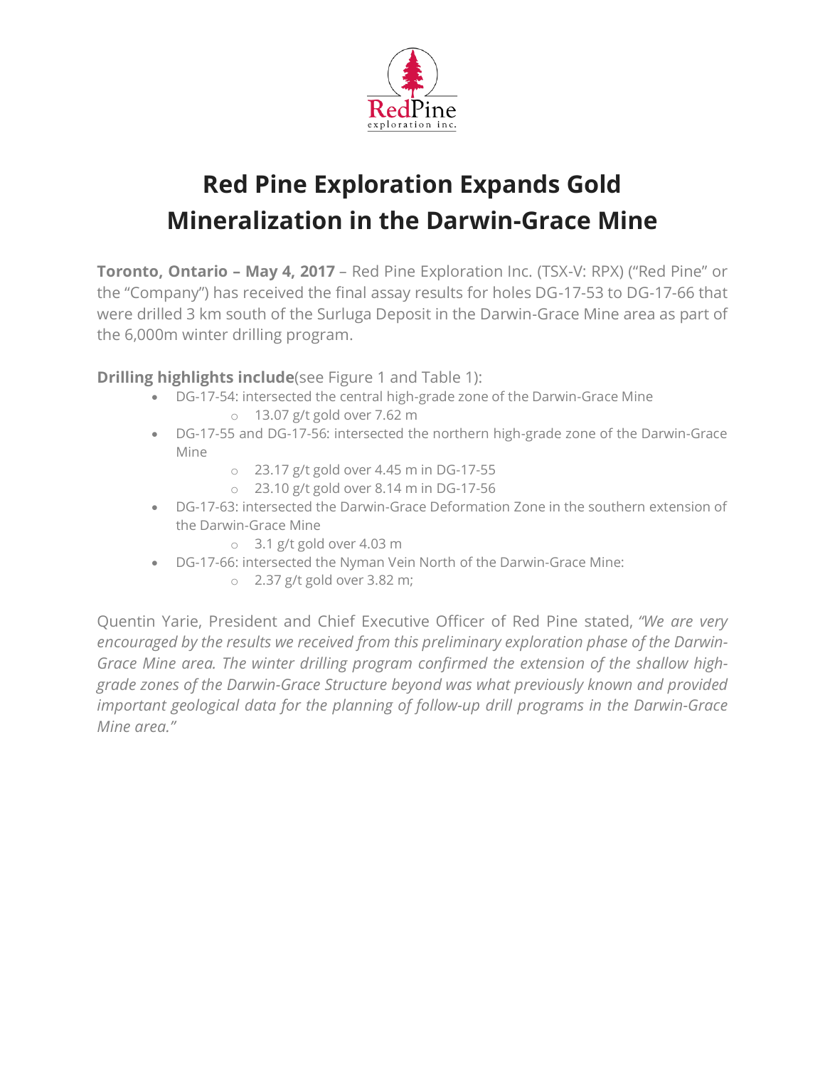# Red Pine Exploration Expands Gold Mineralization in the Darwin-Grace Mine

**Toronto, Ontario – May 4, 2017** – Red Pine Exploration Inc. (TSX-V: RPX) ("Red Pine" or the "Company") has received the final assay results for holes DG-17-53 to DG-17-66 that were drilled 3 km south of the Surluga Deposit in the Darwin-Grace Mine area as part of the 6,000m winter drilling program.

**Drilling highlights include**(see Figure 1 and Table 1):

- DG-17-54: intersected the central high-grade zone of the Darwin-Grace Mine
  - 13.07 g/t gold over 7.62 m
- DG-17-55 and DG-17-56: intersected the northern high-grade zone of the Darwin-Grace Mine
  - 23.17 g/t gold over 4.45 m in DG-17-55
  - 23.10 g/t gold over 8.14 m in DG-17-56
- DG-17-63: intersected the Darwin-Grace Deformation Zone in the southern extension of the Darwin-Grace Mine
  - 3.1 g/t gold over 4.03 m
- DG-17-66: intersected the Nyman Vein North of the Darwin-Grace Mine:
  - 2.37 g/t gold over 3.82 m;

Quentin Yarie, President and Chief Executive Officer of Red Pine stated, *"We are very encouraged by the results we received from this preliminary exploration phase of the Darwin-Grace Mine area. The winter drilling program confirmed the extension of the shallow high-grade zones of the Darwin-Grace Structure beyond was what previously known and provided important geological data for the planning of follow-up drill programs in the Darwin-Grace Mine area."*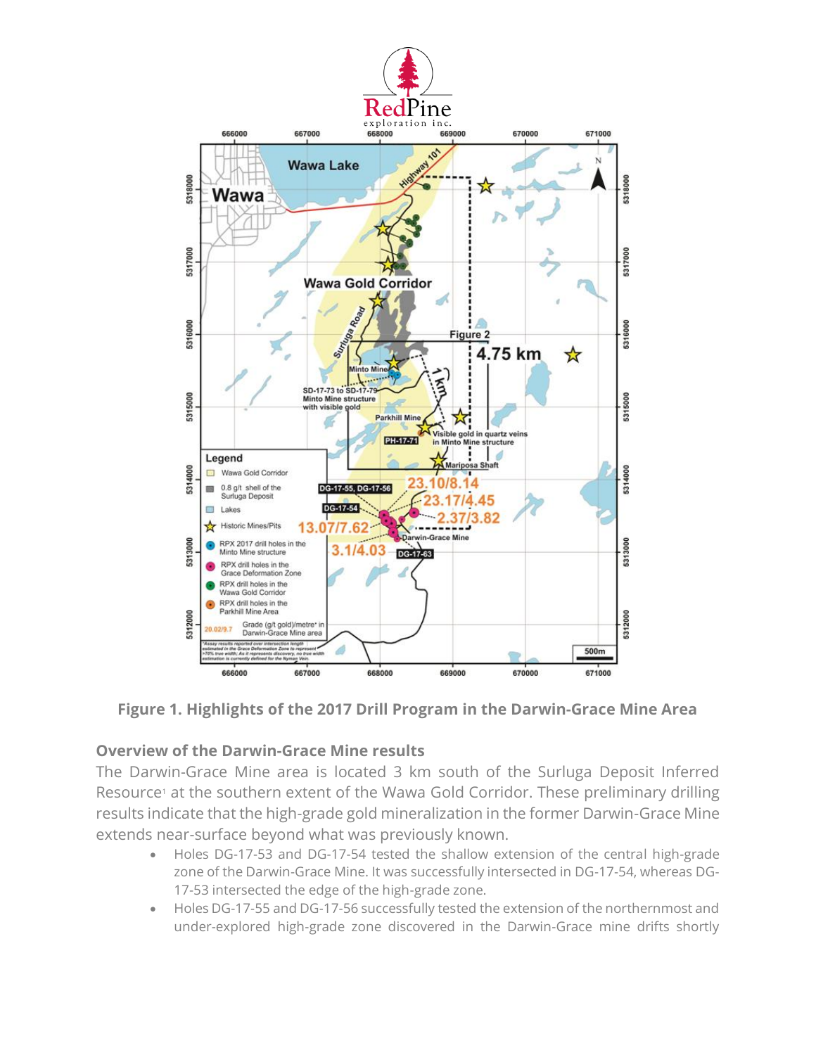**Figure 1. Highlights of the 2017 Drill Program in the Darwin-Grace Mine Area**

### Overview of the Darwin-Grace Mine results

The Darwin-Grace Mine area is located 3 km south of the Surluga Deposit Inferred Resource[1] at the southern extent of the Wawa Gold Corridor. These preliminary drilling results indicate that the high-grade gold mineralization in the former Darwin-Grace Mine extends near-surface beyond what was previously known.

- Holes DG-17-53 and DG-17-54 tested the shallow extension of the central high-grade zone of the Darwin-Grace Mine. It was successfully intersected in DG-17-54, whereas DG-17-53 intersected the edge of the high-grade zone.
- Holes DG-17-55 and DG-17-56 successfully tested the extension of the northernmost and under-explored high-grade zone discovered in the Darwin-Grace mine drifts shortly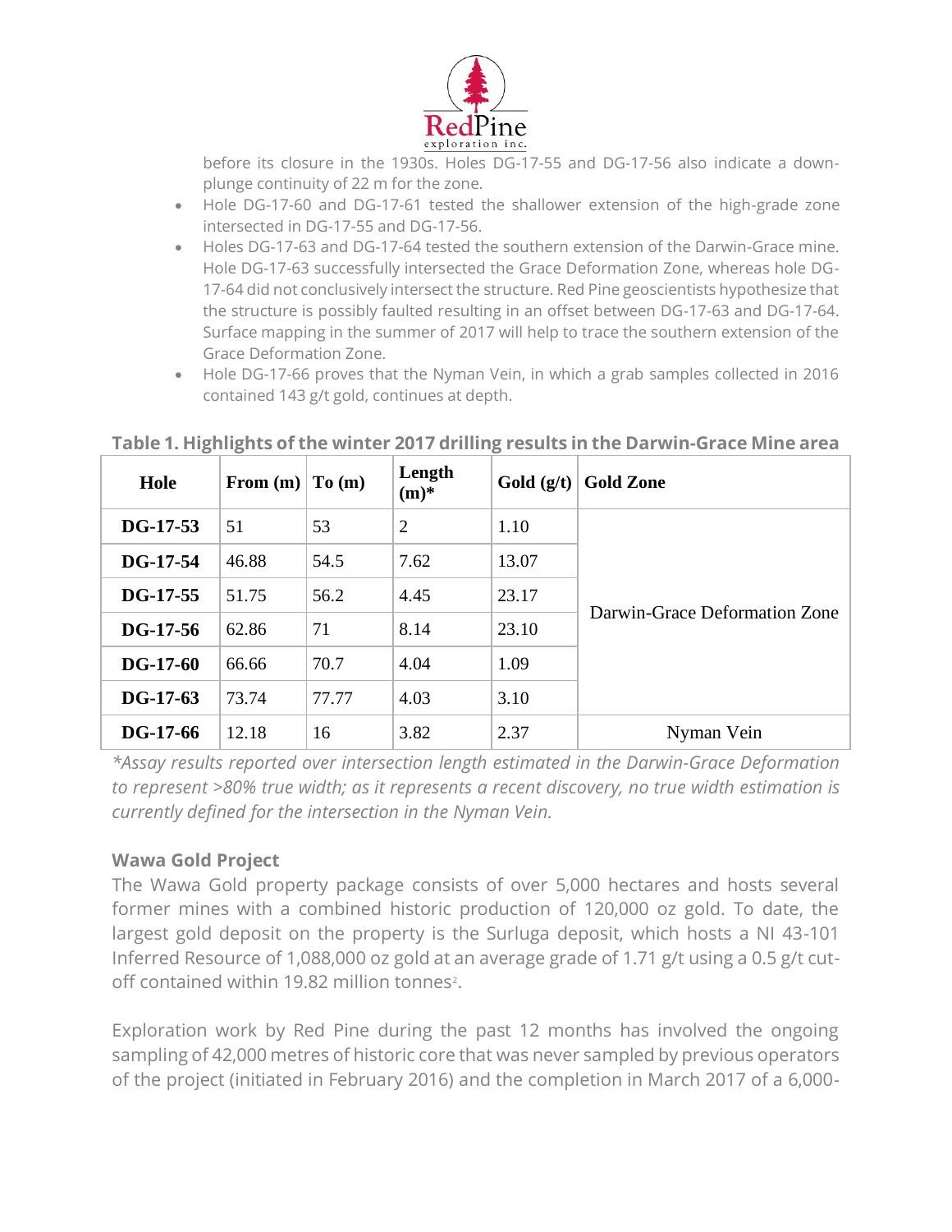before its closure in the 1930s. Holes DG-17-55 and DG-17-56 also indicate a down-plunge continuity of 22 m for the zone.

- Hole DG-17-60 and DG-17-61 tested the shallower extension of the high-grade zone intersected in DG-17-55 and DG-17-56.
- Holes DG-17-63 and DG-17-64 tested the southern extension of the Darwin-Grace mine. Hole DG-17-63 successfully intersected the Grace Deformation Zone, whereas hole DG-17-64 did not conclusively intersect the structure. Red Pine geoscientists hypothesize that the structure is possibly faulted resulting in an offset between DG-17-63 and DG-17-64. Surface mapping in the summer of 2017 will help to trace the southern extension of the Grace Deformation Zone.
- Hole DG-17-66 proves that the Nyman Vein, in which a grab samples collected in 2016 contained 143 g/t gold, continues at depth.

**Table 1. Highlights of the winter 2017 drilling results in the Darwin-Grace Mine area**

| Hole | From (m) | To (m) | Length (m)* | Gold (g/t) | Gold Zone |
|---|---|---|---|---|---|
| **DG-17-53** | 51 | 53 | 2 | 1.10 | Darwin-Grace Deformation Zone |
| **DG-17-54** | 46.88 | 54.5 | 7.62 | 13.07 | |
| **DG-17-55** | 51.75 | 56.2 | 4.45 | 23.17 | |
| **DG-17-56** | 62.86 | 71 | 8.14 | 23.10 | |
| **DG-17-60** | 66.66 | 70.7 | 4.04 | 1.09 | |
| **DG-17-63** | 73.74 | 77.77 | 4.03 | 3.10 | |
| **DG-17-66** | 12.18 | 16 | 3.82 | 2.37 | Nyman Vein |

*\*Assay results reported over intersection length estimated in the Darwin-Grace Deformation to represent >80% true width; as it represents a recent discovery, no true width estimation is currently defined for the intersection in the Nyman Vein.*

### Wawa Gold Project

The Wawa Gold property package consists of over 5,000 hectares and hosts several former mines with a combined historic production of 120,000 oz gold. To date, the largest gold deposit on the property is the Surluga deposit, which hosts a NI 43-101 Inferred Resource of 1,088,000 oz gold at an average grade of 1.71 g/t using a 0.5 g/t cut-off contained within 19.82 million tonnes[2].

Exploration work by Red Pine during the past 12 months has involved the ongoing sampling of 42,000 metres of historic core that was never sampled by previous operators of the project (initiated in February 2016) and the completion in March 2017 of a 6,000-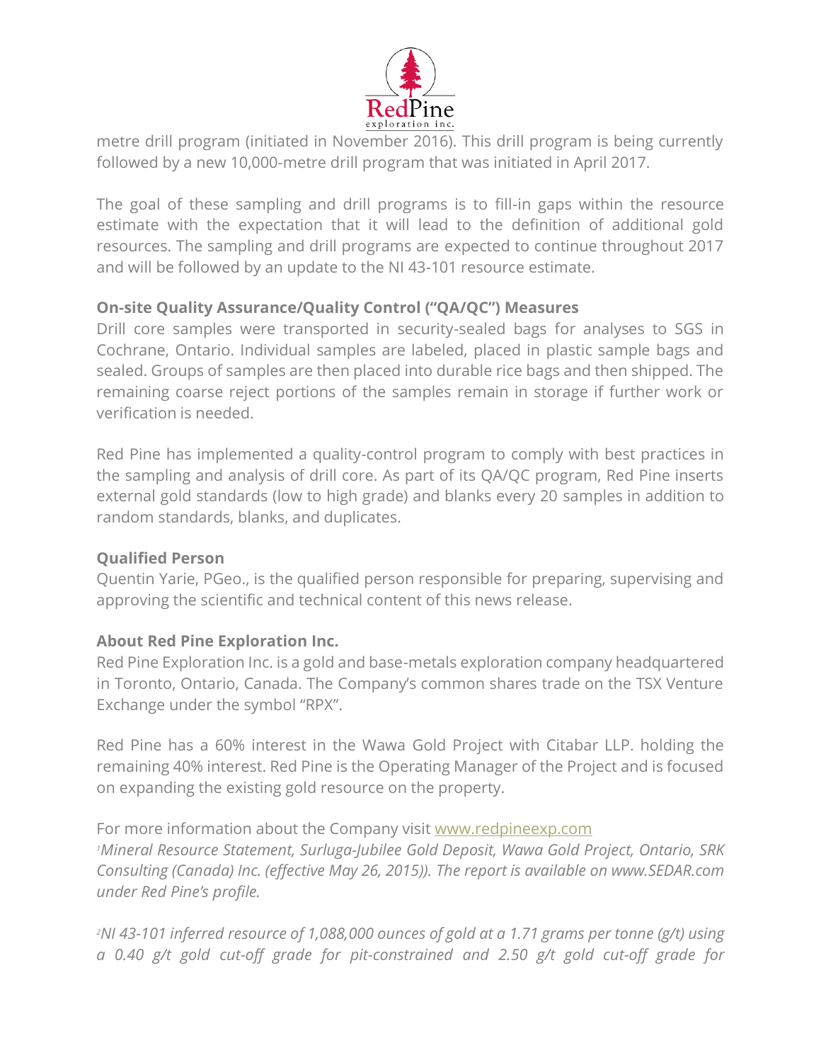metre drill program (initiated in November 2016). This drill program is being currently followed by a new 10,000-metre drill program that was initiated in April 2017.

The goal of these sampling and drill programs is to fill-in gaps within the resource estimate with the expectation that it will lead to the definition of additional gold resources. The sampling and drill programs are expected to continue throughout 2017 and will be followed by an update to the NI 43-101 resource estimate.

**On-site Quality Assurance/Quality Control ("QA/QC") Measures**
Drill core samples were transported in security-sealed bags for analyses to SGS in Cochrane, Ontario. Individual samples are labeled, placed in plastic sample bags and sealed. Groups of samples are then placed into durable rice bags and then shipped. The remaining coarse reject portions of the samples remain in storage if further work or verification is needed.

Red Pine has implemented a quality-control program to comply with best practices in the sampling and analysis of drill core. As part of its QA/QC program, Red Pine inserts external gold standards (low to high grade) and blanks every 20 samples in addition to random standards, blanks, and duplicates.

**Qualified Person**
Quentin Yarie, PGeo., is the qualified person responsible for preparing, supervising and approving the scientific and technical content of this news release.

**About Red Pine Exploration Inc.**
Red Pine Exploration Inc. is a gold and base-metals exploration company headquartered in Toronto, Ontario, Canada. The Company's common shares trade on the TSX Venture Exchange under the symbol "RPX".

Red Pine has a 60% interest in the Wawa Gold Project with Citabar LLP. holding the remaining 40% interest. Red Pine is the Operating Manager of the Project and is focused on expanding the existing gold resource on the property.

For more information about the Company visit www.redpineexp.com
[1]*Mineral Resource Statement, Surluga-Jubilee Gold Deposit, Wawa Gold Project, Ontario, SRK Consulting (Canada) Inc. (effective May 26, 2015)). The report is available on www.SEDAR.com under Red Pine's profile.*

[2]*NI 43-101 inferred resource of 1,088,000 ounces of gold at a 1.71 grams per tonne (g/t) using a 0.40 g/t gold cut-off grade for pit-constrained and 2.50 g/t gold cut-off grade for*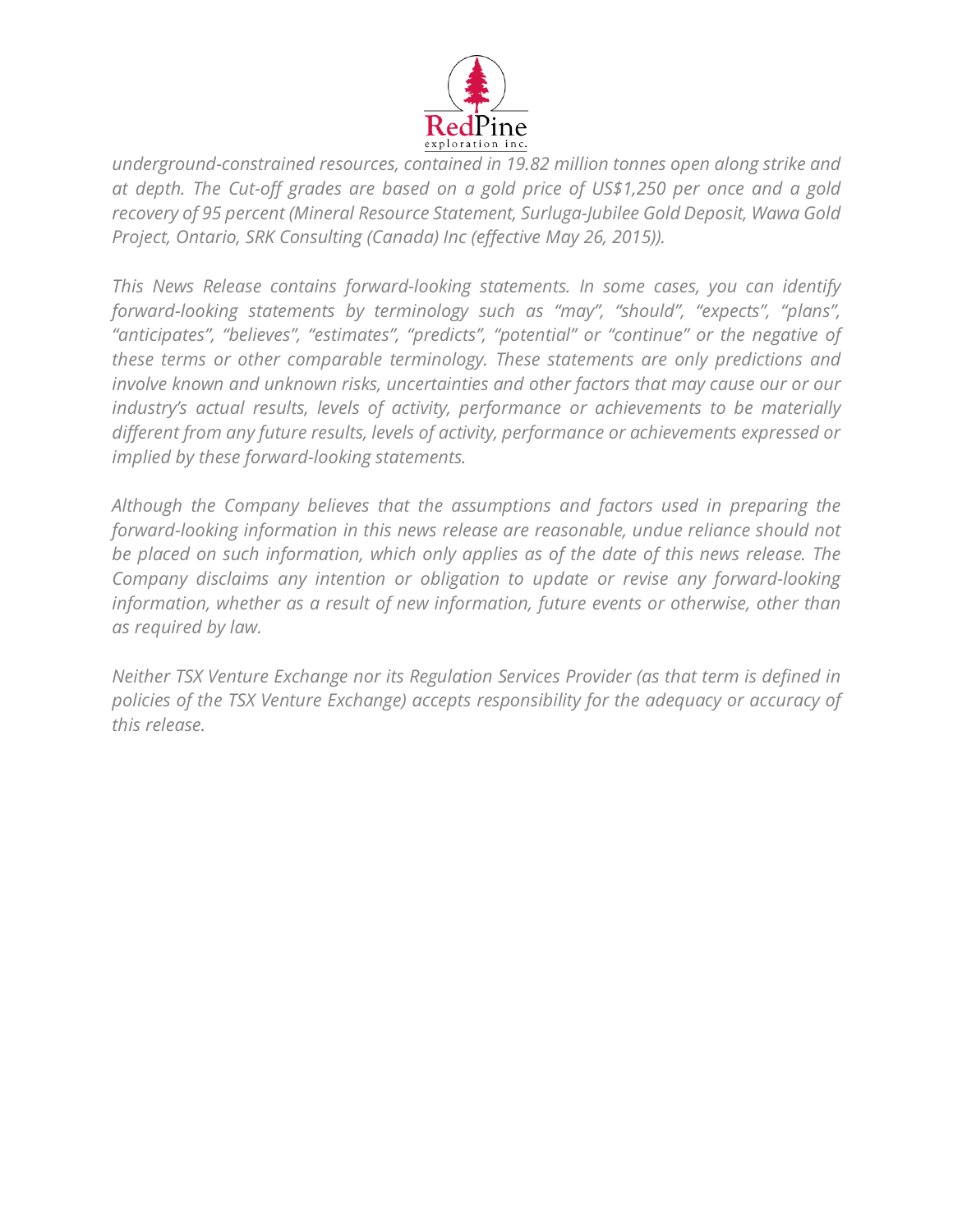*underground-constrained resources, contained in 19.82 million tonnes open along strike and at depth. The Cut-off grades are based on a gold price of US$1,250 per once and a gold recovery of 95 percent (Mineral Resource Statement, Surluga-Jubilee Gold Deposit, Wawa Gold Project, Ontario, SRK Consulting (Canada) Inc (effective May 26, 2015)).*

*This News Release contains forward-looking statements. In some cases, you can identify forward-looking statements by terminology such as "may", "should", "expects", "plans", "anticipates", "believes", "estimates", "predicts", "potential" or "continue" or the negative of these terms or other comparable terminology. These statements are only predictions and involve known and unknown risks, uncertainties and other factors that may cause our or our industry's actual results, levels of activity, performance or achievements to be materially different from any future results, levels of activity, performance or achievements expressed or implied by these forward-looking statements.*

*Although the Company believes that the assumptions and factors used in preparing the forward-looking information in this news release are reasonable, undue reliance should not be placed on such information, which only applies as of the date of this news release. The Company disclaims any intention or obligation to update or revise any forward-looking information, whether as a result of new information, future events or otherwise, other than as required by law.*

*Neither TSX Venture Exchange nor its Regulation Services Provider (as that term is defined in policies of the TSX Venture Exchange) accepts responsibility for the adequacy or accuracy of this release.*